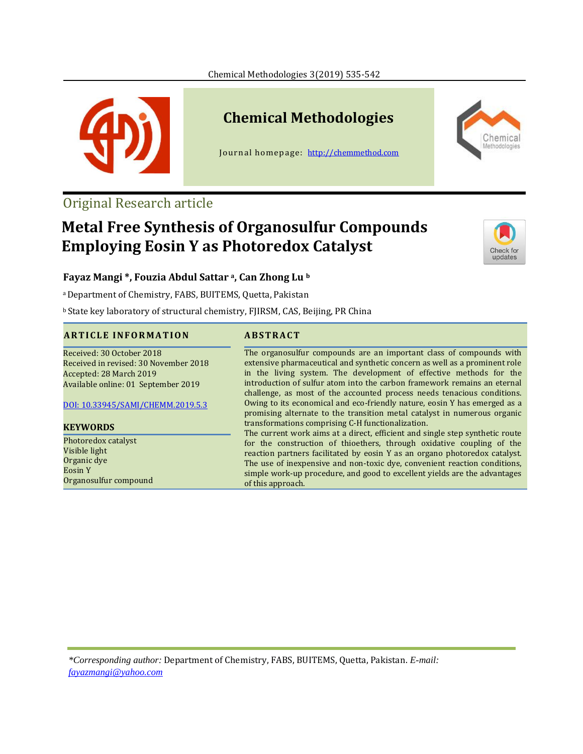Chemical Methodologies

Journal homepage: http://chemmethod.com

Original Research article

# Metal Free Synthesis of Organosulfur Compounds Employing Eosin Y as Photoredox Catalyst

**Fayaz Mangi \*, Fouzia Abdul Sattar [a], Can Zhong Lu [b]**

[a] Department of Chemistry, FABS, BUITEMS, Quetta, Pakistan

[b] State key laboratory of structural chemistry, FJIRSM, CAS, Beijing, PR China

## ARTICLE INFORMATION

Received: 30 October 2018
Received in revised: 30 November 2018
Accepted: 28 March 2019
Available online: 01 September 2019

DOI: 10.33945/SAMI/CHEMM.2019.5.3

## KEYWORDS

Photoredox catalyst
Visible light
Organic dye
Eosin Y
Organosulfur compound

## ABSTRACT

The organosulfur compounds are an important class of compounds with extensive pharmaceutical and synthetic concern as well as a prominent role in the living system. The development of effective methods for the introduction of sulfur atom into the carbon framework remains an eternal challenge, as most of the accounted process needs tenacious conditions. Owing to its economical and eco-friendly nature, eosin Y has emerged as a promising alternate to the transition metal catalyst in numerous organic transformations comprising C-H functionalization.

The current work aims at a direct, efficient and single step synthetic route for the construction of thioethers, through oxidative coupling of the reaction partners facilitated by eosin Y as an organo photoredox catalyst. The use of inexpensive and non-toxic dye, convenient reaction conditions, simple work-up procedure, and good to excellent yields are the advantages of this approach.

*\*Corresponding author:* Department of Chemistry, FABS, BUITEMS, Quetta, Pakistan. *E-mail:* fayazmangi@yahoo.com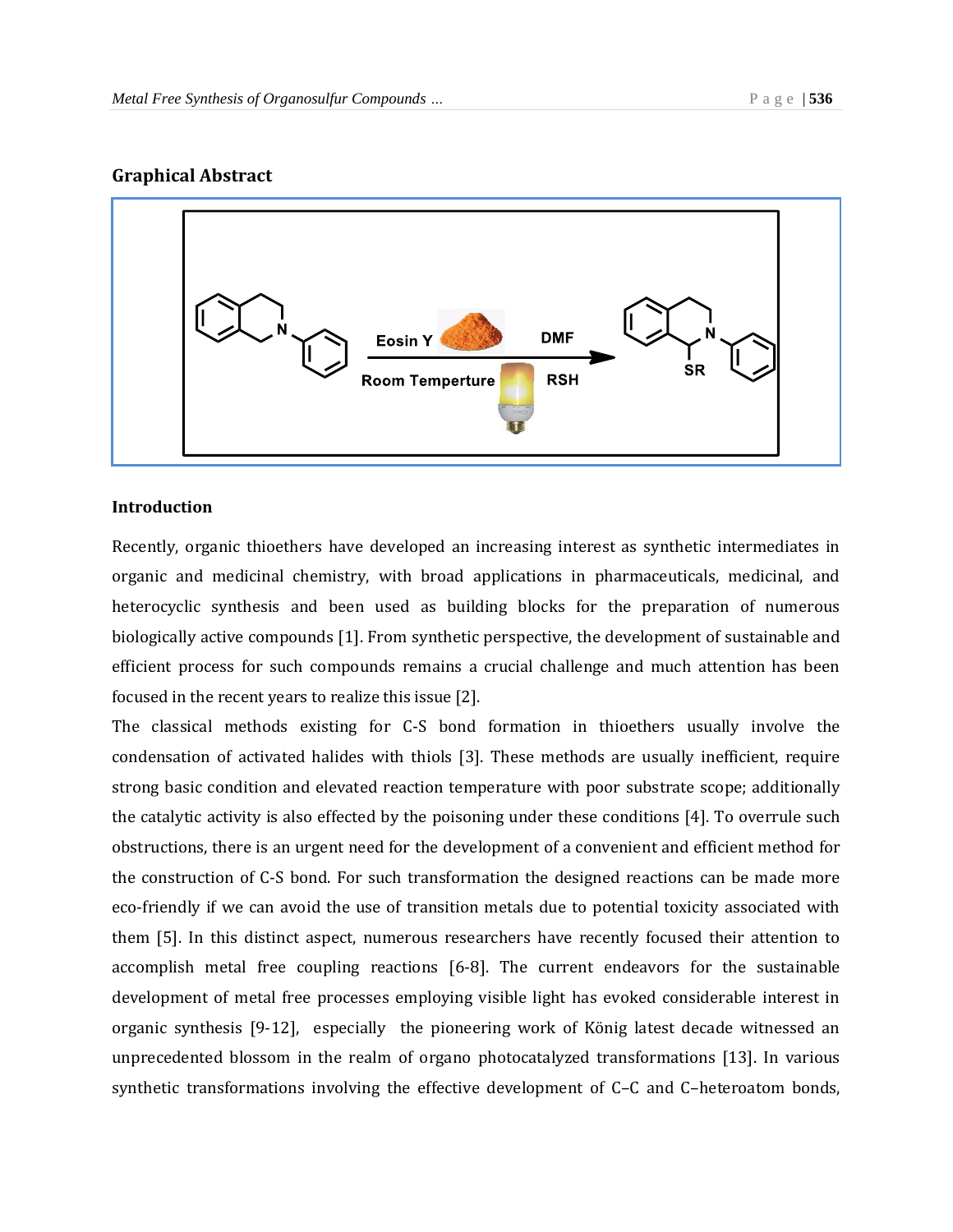## Graphical Abstract

## Introduction

Recently, organic thioethers have developed an increasing interest as synthetic intermediates in organic and medicinal chemistry, with broad applications in pharmaceuticals, medicinal, and heterocyclic synthesis and been used as building blocks for the preparation of numerous biologically active compounds [1]. From synthetic perspective, the development of sustainable and efficient process for such compounds remains a crucial challenge and much attention has been focused in the recent years to realize this issue [2].

The classical methods existing for C-S bond formation in thioethers usually involve the condensation of activated halides with thiols [3]. These methods are usually inefficient, require strong basic condition and elevated reaction temperature with poor substrate scope; additionally the catalytic activity is also effected by the poisoning under these conditions [4]. To overrule such obstructions, there is an urgent need for the development of a convenient and efficient method for the construction of C-S bond. For such transformation the designed reactions can be made more eco-friendly if we can avoid the use of transition metals due to potential toxicity associated with them [5]. In this distinct aspect, numerous researchers have recently focused their attention to accomplish metal free coupling reactions [6-8]. The current endeavors for the sustainable development of metal free processes employing visible light has evoked considerable interest in organic synthesis [9-12], especially the pioneering work of König latest decade witnessed an unprecedented blossom in the realm of organo photocatalyzed transformations [13]. In various synthetic transformations involving the effective development of C–C and C–heteroatom bonds,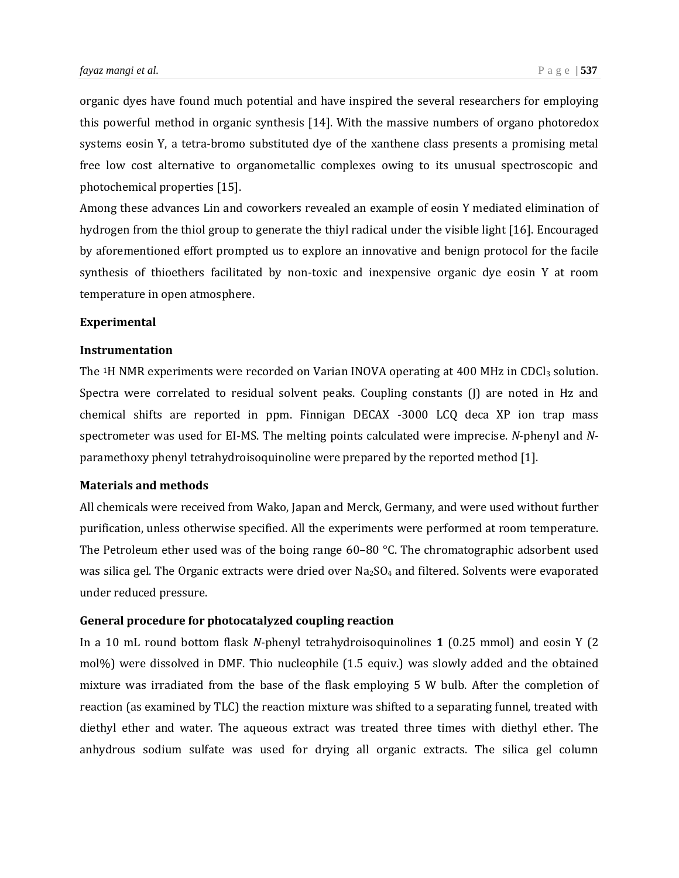organic dyes have found much potential and have inspired the several researchers for employing this powerful method in organic synthesis [14]. With the massive numbers of organo photoredox systems eosin Y, a tetra-bromo substituted dye of the xanthene class presents a promising metal free low cost alternative to organometallic complexes owing to its unusual spectroscopic and photochemical properties [15].

Among these advances Lin and coworkers revealed an example of eosin Y mediated elimination of hydrogen from the thiol group to generate the thiyl radical under the visible light [16]. Encouraged by aforementioned effort prompted us to explore an innovative and benign protocol for the facile synthesis of thioethers facilitated by non-toxic and inexpensive organic dye eosin Y at room temperature in open atmosphere.

## Experimental

### Instrumentation

The $^{1}$H NMR experiments were recorded on Varian INOVA operating at 400 MHz in $CDCl_3$ solution. Spectra were correlated to residual solvent peaks. Coupling constants (J) are noted in Hz and chemical shifts are reported in ppm. Finnigan DECAX -3000 LCQ deca XP ion trap mass spectrometer was used for EI-MS. The melting points calculated were imprecise. *N*-phenyl and *N*-paramethoxy phenyl tetrahydroisoquinoline were prepared by the reported method [1].

### Materials and methods

All chemicals were received from Wako, Japan and Merck, Germany, and were used without further purification, unless otherwise specified. All the experiments were performed at room temperature. The Petroleum ether used was of the boing range 60–80 °C. The chromatographic adsorbent used was silica gel. The Organic extracts were dried over $Na_2SO_4$ and filtered. Solvents were evaporated under reduced pressure.

### General procedure for photocatalyzed coupling reaction

In a 10 mL round bottom flask *N*-phenyl tetrahydroisoquinolines **1** (0.25 mmol) and eosin Y (2 mol%) were dissolved in DMF. Thio nucleophile (1.5 equiv.) was slowly added and the obtained mixture was irradiated from the base of the flask employing 5 W bulb. After the completion of reaction (as examined by TLC) the reaction mixture was shifted to a separating funnel, treated with diethyl ether and water. The aqueous extract was treated three times with diethyl ether. The anhydrous sodium sulfate was used for drying all organic extracts. The silica gel column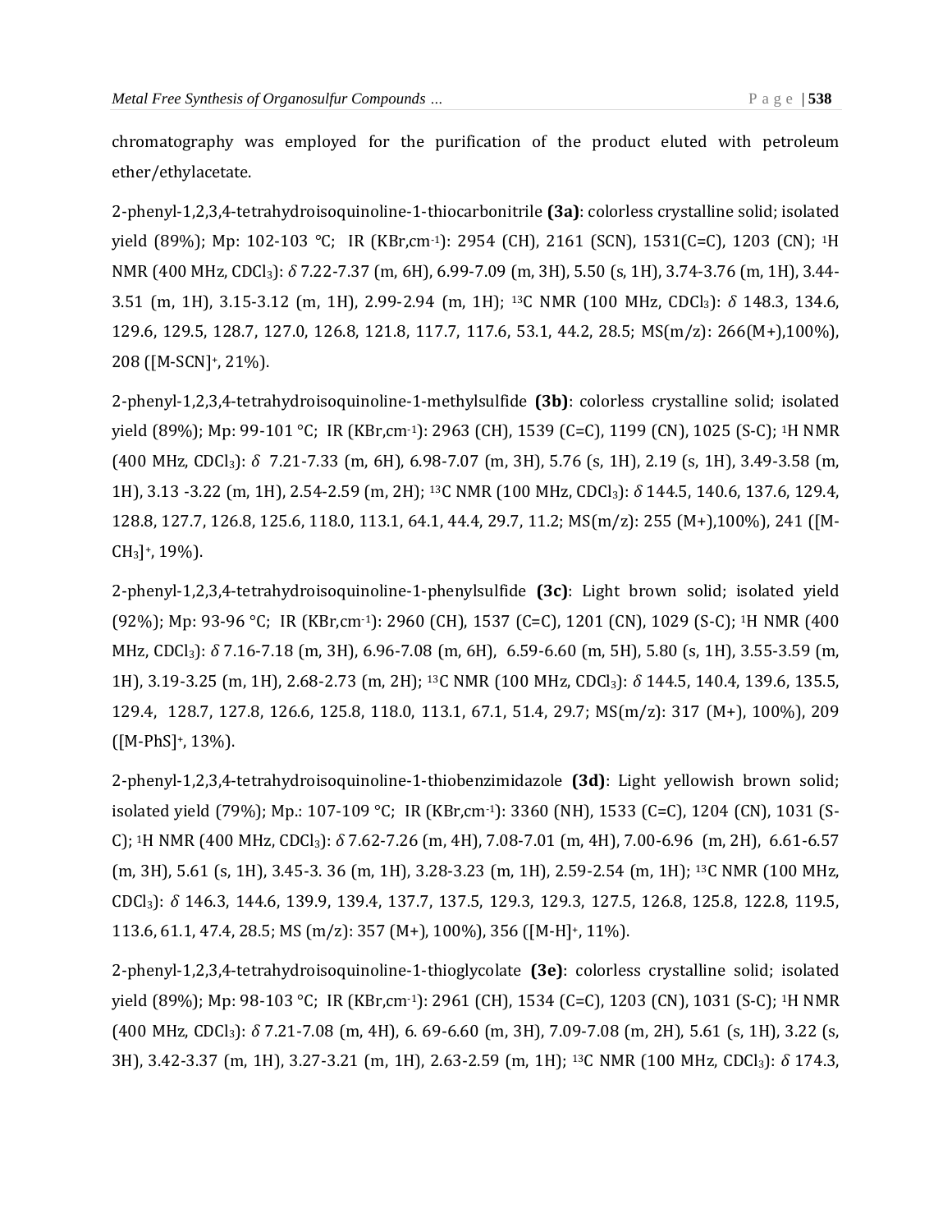chromatography was employed for the purification of the product eluted with petroleum ether/ethylacetate.

2-phenyl-1,2,3,4-tetrahydroisoquinoline-1-thiocarbonitrile **(3a)**: colorless crystalline solid; isolated yield (89%); Mp: 102-103 °C; IR (KBr,$cm^{-1}$): 2954 (CH), 2161 (SCN), 1531(C=C), 1203 (CN); $^{1}H$ NMR (400 MHz, $CDCl_3$): $\delta$ 7.22-7.37 (m, 6H), 6.99-7.09 (m, 3H), 5.50 (s, 1H), 3.74-3.76 (m, 1H), 3.44-3.51 (m, 1H), 3.15-3.12 (m, 1H), 2.99-2.94 (m, 1H); $^{13}C$ NMR (100 MHz, $CDCl_3$): $\delta$ 148.3, 134.6, 129.6, 129.5, 128.7, 127.0, 126.8, 121.8, 117.7, 117.6, 53.1, 44.2, 28.5; MS(m/z): 266(M+),100%), 208 ($[M\text{-}SCN]^{+}$, 21%).

2-phenyl-1,2,3,4-tetrahydroisoquinoline-1-methylsulfide **(3b)**: colorless crystalline solid; isolated yield (89%); Mp: 99-101 °C; IR (KBr,$cm^{-1}$): 2963 (CH), 1539 (C=C), 1199 (CN), 1025 (S-C); $^{1}H$ NMR (400 MHz, $CDCl_3$): $\delta$ 7.21-7.33 (m, 6H), 6.98-7.07 (m, 3H), 5.76 (s, 1H), 2.19 (s, 1H), 3.49-3.58 (m, 1H), 3.13 -3.22 (m, 1H), 2.54-2.59 (m, 2H); $^{13}C$ NMR (100 MHz, $CDCl_3$): $\delta$ 144.5, 140.6, 137.6, 129.4, 128.8, 127.7, 126.8, 125.6, 118.0, 113.1, 64.1, 44.4, 29.7, 11.2; MS(m/z): 255 (M+),100%), 241 ($[M\text{-}CH_3]^{+}$, 19%).

2-phenyl-1,2,3,4-tetrahydroisoquinoline-1-phenylsulfide **(3c)**: Light brown solid; isolated yield (92%); Mp: 93-96 °C; IR (KBr,$cm^{-1}$): 2960 (CH), 1537 (C=C), 1201 (CN), 1029 (S-C); $^{1}H$ NMR (400 MHz, $CDCl_3$): $\delta$ 7.16-7.18 (m, 3H), 6.96-7.08 (m, 6H), 6.59-6.60 (m, 5H), 5.80 (s, 1H), 3.55-3.59 (m, 1H), 3.19-3.25 (m, 1H), 2.68-2.73 (m, 2H); $^{13}C$ NMR (100 MHz, $CDCl_3$): $\delta$ 144.5, 140.4, 139.6, 135.5, 129.4, 128.7, 127.8, 126.6, 125.8, 118.0, 113.1, 67.1, 51.4, 29.7; MS(m/z): 317 (M+), 100%), 209 ($[M\text{-}PhS]^{+}$, 13%).

2-phenyl-1,2,3,4-tetrahydroisoquinoline-1-thiobenzimidazole **(3d)**: Light yellowish brown solid; isolated yield (79%); Mp.: 107-109 °C; IR (KBr,$cm^{-1}$): 3360 (NH), 1533 (C=C), 1204 (CN), 1031 (S-C); $^{1}H$ NMR (400 MHz, $CDCl_3$): $\delta$ 7.62-7.26 (m, 4H), 7.08-7.01 (m, 4H), 7.00-6.96 (m, 2H), 6.61-6.57 (m, 3H), 5.61 (s, 1H), 3.45-3. 36 (m, 1H), 3.28-3.23 (m, 1H), 2.59-2.54 (m, 1H); $^{13}C$ NMR (100 MHz, $CDCl_3$): $\delta$ 146.3, 144.6, 139.9, 139.4, 137.7, 137.5, 129.3, 129.3, 127.5, 126.8, 125.8, 122.8, 119.5, 113.6, 61.1, 47.4, 28.5; MS (m/z): 357 (M+), 100%), 356 ($[M\text{-}H]^{+}$, 11%).

2-phenyl-1,2,3,4-tetrahydroisoquinoline-1-thioglycolate **(3e)**: colorless crystalline solid; isolated yield (89%); Mp: 98-103 °C; IR (KBr,$cm^{-1}$): 2961 (CH), 1534 (C=C), 1203 (CN), 1031 (S-C); $^{1}H$ NMR (400 MHz, $CDCl_3$): $\delta$ 7.21-7.08 (m, 4H), 6. 69-6.60 (m, 3H), 7.09-7.08 (m, 2H), 5.61 (s, 1H), 3.22 (s, 3H), 3.42-3.37 (m, 1H), 3.27-3.21 (m, 1H), 2.63-2.59 (m, 1H); $^{13}C$ NMR (100 MHz, $CDCl_3$): $\delta$ 174.3,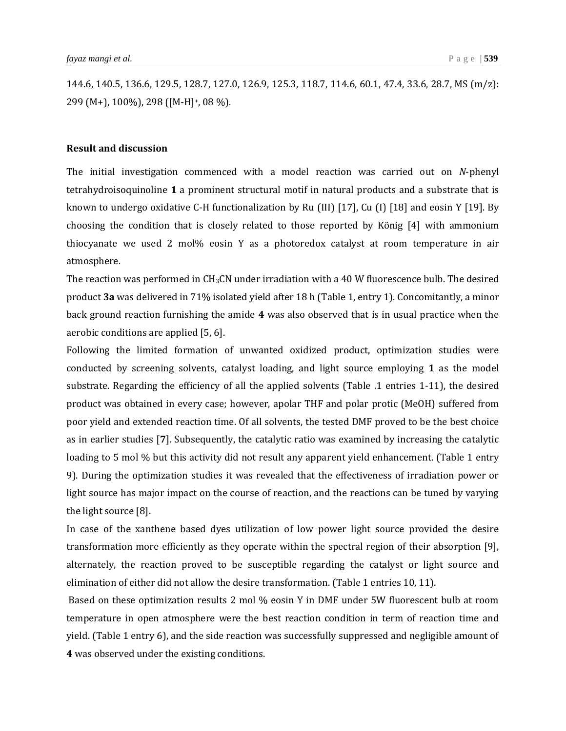144.6, 140.5, 136.6, 129.5, 128.7, 127.0, 126.9, 125.3, 118.7, 114.6, 60.1, 47.4, 33.6, 28.7, MS (m/z): 299 (M+), 100%), 298 ([M-H]$^+$, 08 %).

## Result and discussion

The initial investigation commenced with a model reaction was carried out on *N*-phenyl tetrahydroisoquinoline **1** a prominent structural motif in natural products and a substrate that is known to undergo oxidative C-H functionalization by Ru (III) [17], Cu (I) [18] and eosin Y [19]. By choosing the condition that is closely related to those reported by König [4] with ammonium thiocyanate we used 2 mol% eosin Y as a photoredox catalyst at room temperature in air atmosphere.

The reaction was performed in $CH_3CN$ under irradiation with a 40 W fluorescence bulb. The desired product **3a** was delivered in 71% isolated yield after 18 h (Table 1, entry 1). Concomitantly, a minor back ground reaction furnishing the amide **4** was also observed that is in usual practice when the aerobic conditions are applied [5, 6].

Following the limited formation of unwanted oxidized product, optimization studies were conducted by screening solvents, catalyst loading, and light source employing **1** as the model substrate. Regarding the efficiency of all the applied solvents (Table .1 entries 1-11), the desired product was obtained in every case; however, apolar THF and polar protic (MeOH) suffered from poor yield and extended reaction time. Of all solvents, the tested DMF proved to be the best choice as in earlier studies [**7**]. Subsequently, the catalytic ratio was examined by increasing the catalytic loading to 5 mol % but this activity did not result any apparent yield enhancement. (Table 1 entry 9). During the optimization studies it was revealed that the effectiveness of irradiation power or light source has major impact on the course of reaction, and the reactions can be tuned by varying the light source [8].

In case of the xanthene based dyes utilization of low power light source provided the desire transformation more efficiently as they operate within the spectral region of their absorption [9], alternately, the reaction proved to be susceptible regarding the catalyst or light source and elimination of either did not allow the desire transformation. (Table 1 entries 10, 11).

Based on these optimization results 2 mol % eosin Y in DMF under 5W fluorescent bulb at room temperature in open atmosphere were the best reaction condition in term of reaction time and yield. (Table 1 entry 6), and the side reaction was successfully suppressed and negligible amount of **4** was observed under the existing conditions.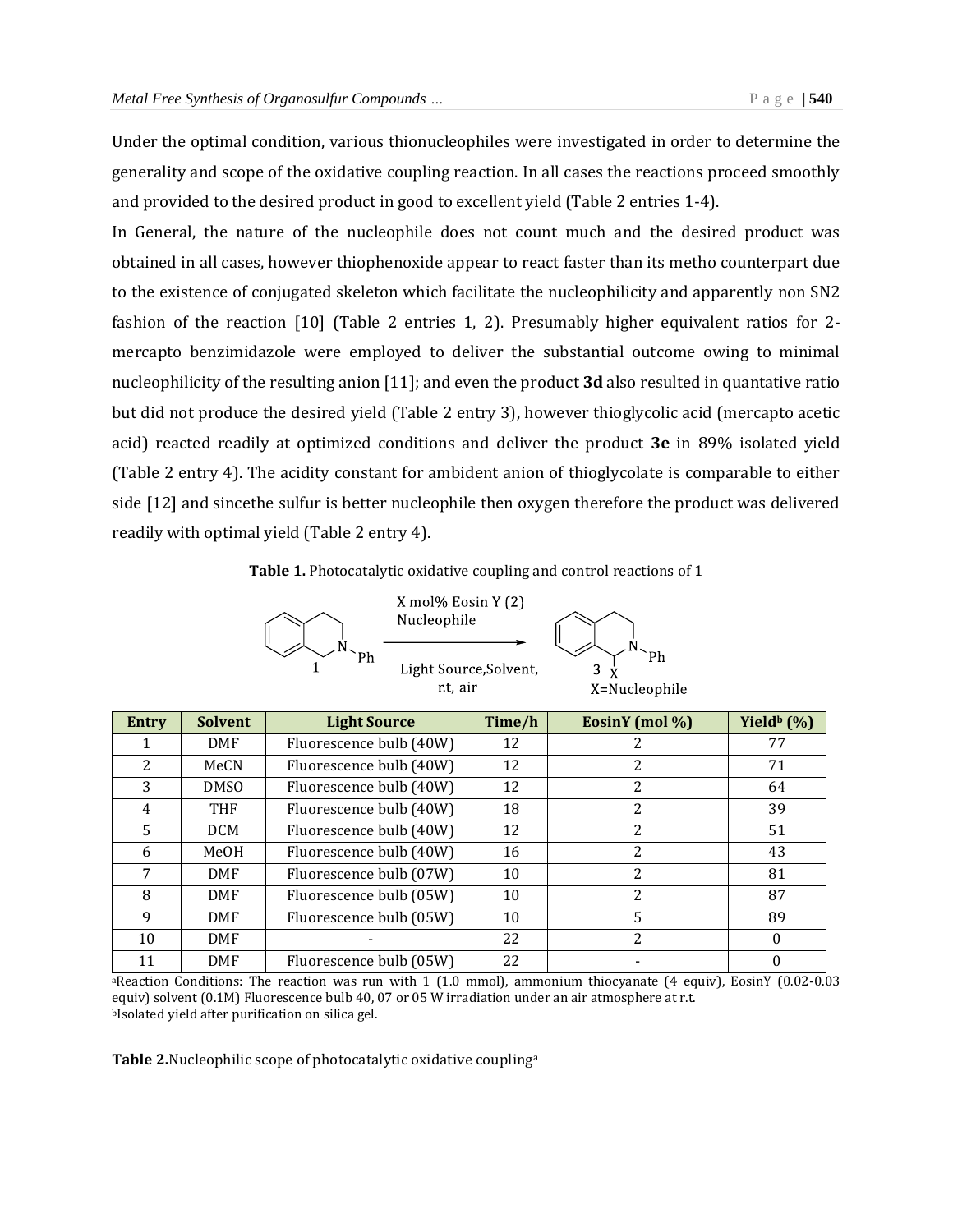Under the optimal condition, various thionucleophiles were investigated in order to determine the generality and scope of the oxidative coupling reaction. In all cases the reactions proceed smoothly and provided to the desired product in good to excellent yield (Table 2 entries 1-4).

In General, the nature of the nucleophile does not count much and the desired product was obtained in all cases, however thiophenoxide appear to react faster than its metho counterpart due to the existence of conjugated skeleton which facilitate the nucleophilicity and apparently non SN2 fashion of the reaction [10] (Table 2 entries 1, 2). Presumably higher equivalent ratios for 2-mercapto benzimidazole were employed to deliver the substantial outcome owing to minimal nucleophilicity of the resulting anion [11]; and even the product **3d** also resulted in quantative ratio but did not produce the desired yield (Table 2 entry 3), however thioglycolic acid (mercapto acetic acid) reacted readily at optimized conditions and deliver the product **3e** in 89% isolated yield (Table 2 entry 4). The acidity constant for ambident anion of thioglycolate is comparable to either side [12] and sincethe sulfur is better nucleophile then oxygen therefore the product was delivered readily with optimal yield (Table 2 entry 4).

**Table 1.** Photocatalytic oxidative coupling and control reactions of 1

1 → 3 (X mol% Eosin Y (2), Nucleophile; Light Source, Solvent, r.t, air; X=Nucleophile)

| Entry | Solvent | Light Source | Time/h | EosinY (mol %) | Yield[b] (%) |
|---|---|---|---|---|---|
| 1 | DMF | Fluorescence bulb (40W) | 12 | 2 | 77 |
| 2 | MeCN | Fluorescence bulb (40W) | 12 | 2 | 71 |
| 3 | DMSO | Fluorescence bulb (40W) | 12 | 2 | 64 |
| 4 | THF | Fluorescence bulb (40W) | 18 | 2 | 39 |
| 5 | DCM | Fluorescence bulb (40W) | 12 | 2 | 51 |
| 6 | MeOH | Fluorescence bulb (40W) | 16 | 2 | 43 |
| 7 | DMF | Fluorescence bulb (07W) | 10 | 2 | 81 |
| 8 | DMF | Fluorescence bulb (05W) | 10 | 2 | 87 |
| 9 | DMF | Fluorescence bulb (05W) | 10 | 5 | 89 |
| 10 | DMF | - | 22 | 2 | 0 |
| 11 | DMF | Fluorescence bulb (05W) | 22 | - | 0 |

[a]Reaction Conditions: The reaction was run with 1 (1.0 mmol), ammonium thiocyanate (4 equiv), EosinY (0.02-0.03 equiv) solvent (0.1M) Fluorescence bulb 40, 07 or 05 W irradiation under an air atmosphere at r.t.
[b]Isolated yield after purification on silica gel.

**Table 2.**Nucleophilic scope of photocatalytic oxidative coupling[a]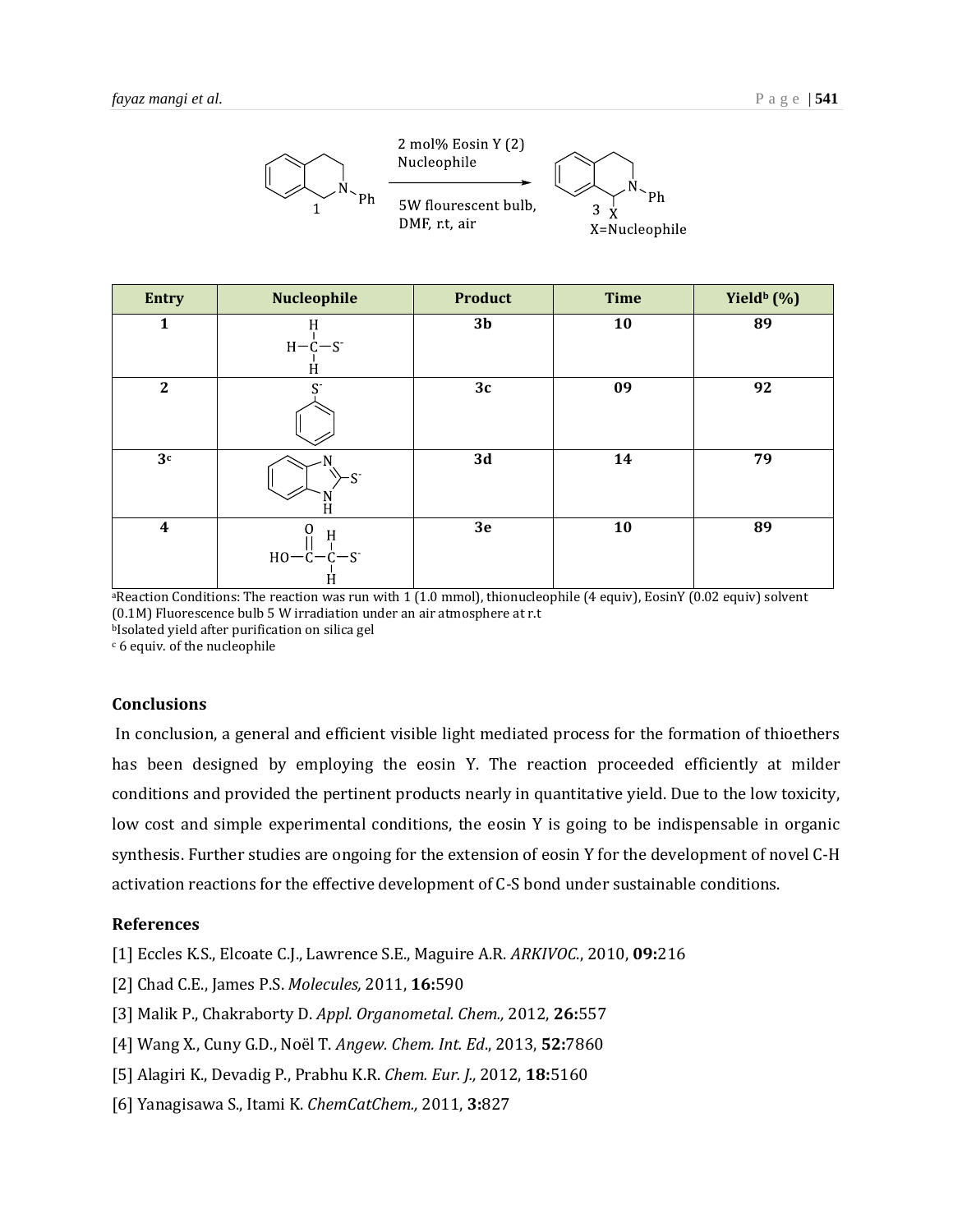2 mol% Eosin Y (2)
Nucleophile

5W flourescent bulb,
DMF, r.t, air

1 → 3, X=Nucleophile

| Entry | Nucleophile | Product | Time | Yield[b] (%) |
|---|---|---|---|---|
| 1 | $CH_3S^-$ | 3b | 10 | 89 |
| 2 | $PhS^-$ | 3c | 09 | 92 |
| 3[c] | 1H-benzimidazole-2-thiolate | 3d | 14 | 79 |
| 4 | $HO-C(=O)-CH_2-S^-$ | 3e | 10 | 89 |

[a]Reaction Conditions: The reaction was run with 1 (1.0 mmol), thionucleophile (4 equiv), EosinY (0.02 equiv) solvent (0.1M) Fluorescence bulb 5 W irradiation under an air atmosphere at r.t

[b]Isolated yield after purification on silica gel

[c] 6 equiv. of the nucleophile

### Conclusions

In conclusion, a general and efficient visible light mediated process for the formation of thioethers has been designed by employing the eosin Y. The reaction proceeded efficiently at milder conditions and provided the pertinent products nearly in quantitative yield. Due to the low toxicity, low cost and simple experimental conditions, the eosin Y is going to be indispensable in organic synthesis. Further studies are ongoing for the extension of eosin Y for the development of novel C-H activation reactions for the effective development of C-S bond under sustainable conditions.

### References

[1] Eccles K.S., Elcoate C.J., Lawrence S.E., Maguire A.R. *ARKIVOC.*, 2010, **09:**216

[2] Chad C.E., James P.S. *Molecules,* 2011, **16:**590

[3] Malik P., Chakraborty D. *Appl. Organometal. Chem.,* 2012, **26:**557

[4] Wang X., Cuny G.D., Noël T. *Angew. Chem. Int. Ed*., 2013, **52:**7860

[5] Alagiri K., Devadig P., Prabhu K.R. *Chem. Eur. J.,* 2012, **18:**5160

[6] Yanagisawa S., Itami K. *ChemCatChem.,* 2011, **3:**827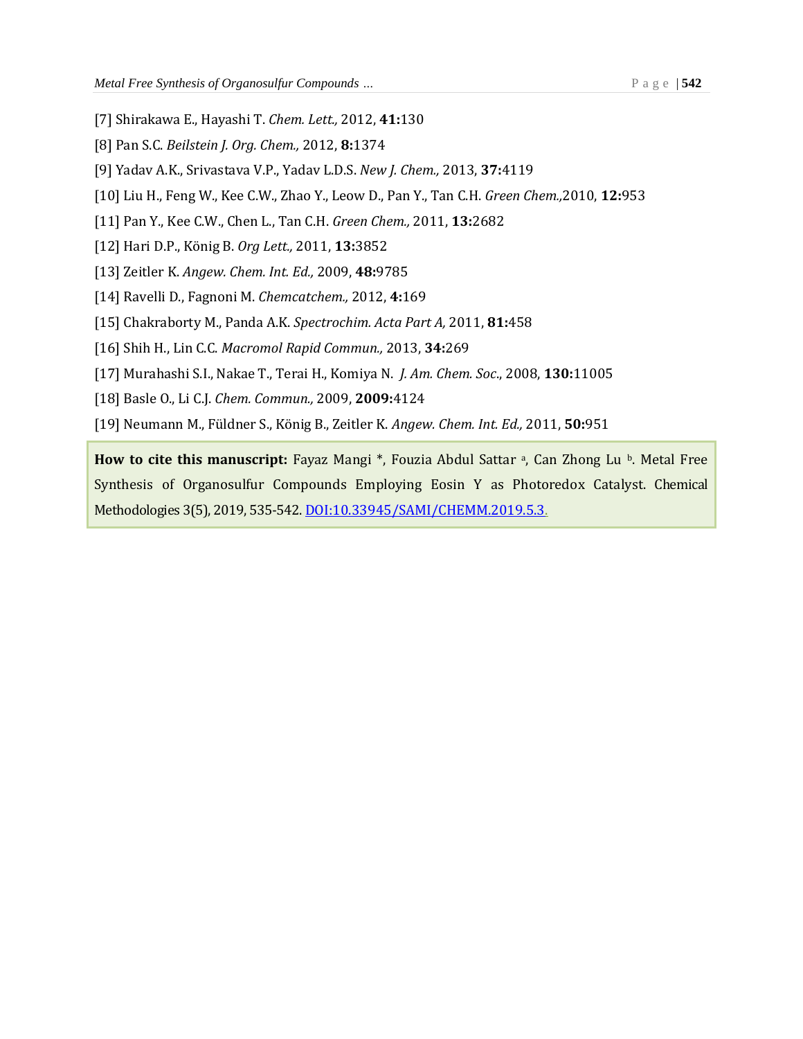[7] Shirakawa E., Hayashi T. *Chem. Lett.,* 2012, **41:**130

[8] Pan S.C. *Beilstein J. Org. Chem.,* 2012, **8:**1374

[9] Yadav A.K., Srivastava V.P., Yadav L.D.S. *New J. Chem.,* 2013, **37:**4119

[10] Liu H., Feng W., Kee C.W., Zhao Y., Leow D., Pan Y., Tan C.H. *Green Chem.,*2010, **12:**953

[11] Pan Y., Kee C.W., Chen L., Tan C.H. *Green Chem.,* 2011, **13:**2682

[12] Hari D.P., König B. *Org Lett.,* 2011, **13:**3852

[13] Zeitler K. *Angew. Chem. Int. Ed.,* 2009, **48:**9785

[14] Ravelli D., Fagnoni M. *Chemcatchem.,* 2012, **4:**169

[15] Chakraborty M., Panda A.K. *Spectrochim. Acta Part A,* 2011, **81:**458

[16] Shih H., Lin C.C. *Macromol Rapid Commun.,* 2013, **34:**269

[17] Murahashi S.I., Nakae T., Terai H., Komiya N. *J. Am. Chem. Soc.*, 2008, **130:**11005

[18] Basle O., Li C.J. *Chem. Commun.,* 2009, **2009:**4124

[19] Neumann M., Füldner S., König B., Zeitler K. *Angew. Chem. Int. Ed.,* 2011, **50:**951

**How to cite this manuscript:** Fayaz Mangi *, Fouzia Abdul Sattar [a], Can Zhong Lu [b]. Metal Free Synthesis of Organosulfur Compounds Employing Eosin Y as Photoredox Catalyst. Chemical Methodologies 3(5), 2019, 535-542. DOI:10.33945/SAMI/CHEMM.2019.5.3.